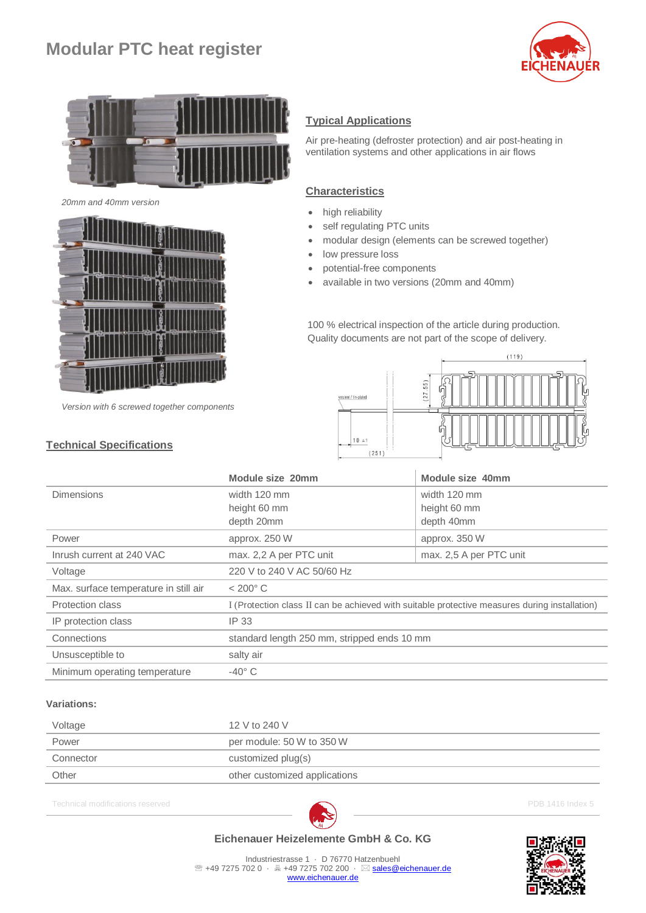# Modular PTC heat register

*20mm and 40mm version*

*Version with 6 screwed together components*

## Typical Applications

Air pre-heating (defroster protection) and air post-heating in ventilation systems and other applications in air flows

## Characteristics

- high reliability
- self regulating PTC units
- modular design (elements can be screwed together)
- low pressure loss
- potential-free components
- available in two versions (20mm and 40mm)

100 % electrical inspection of the article during production.
Quality documents are not part of the scope of delivery.

## Technical Specifications

| | Module size 20mm | Module size 40mm |
|---|---|---|
| Dimensions | width 120 mm<br>height 60 mm<br>depth 20mm | width 120 mm<br>height 60 mm<br>depth 40mm |
| Power | approx. 250 W | approx. 350 W |
| Inrush current at 240 VAC | max. 2,2 A per PTC unit | max. 2,5 A per PTC unit |
| Voltage | 220 V to 240 V AC 50/60 Hz | |
| Max. surface temperature in still air | < 200° C | |
| Protection class | I (Protection class II can be achieved with suitable protective measures during installation) | |
| IP protection class | IP 33 | |
| Connections | standard length 250 mm, stripped ends 10 mm | |
| Unsusceptible to | salty air | |
| Minimum operating temperature | -40° C | |

**Variations:**

| | |
|---|---|
| Voltage | 12 V to 240 V |
| Power | per module: 50 W to 350 W |
| Connector | customized plug(s) |
| Other | other customized applications |

Technical modifications reserved

PDB 1416 Index 5

**Eichenauer Heizelemente GmbH & Co. KG**

Industriestrasse 1 · D 76770 Hatzenbuehl
+49 7275 702 0 · +49 7275 702 200 · sales@eichenauer.de
www.eichenauer.de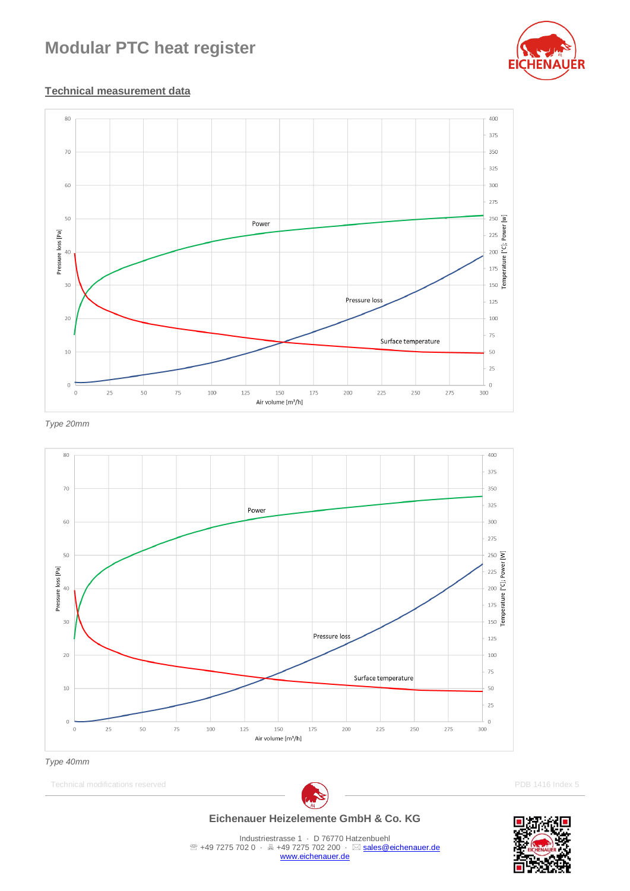# Modular PTC heat register

## Technical measurement data

Pressure loss [Pa]
80
70
60
50
40
30
20
10
0

Temperature [°C]; Power [W]
400
375
350
325
300
275
250
225
200
175
150
125
100
75
50
25
0

Air volume [m³/h]
0 25 50 75 100 125 150 175 200 225 250 275 300

Power

Pressure loss

Surface temperature

*Type 20mm*

Pressure loss [Pa]
80
70
60
50
40
30
20
10
0

Temperature [°C]; Power [W]
400
375
350
325
300
275
250
225
200
175
150
125
100
75
50
25
0

Air volume [m³/h]
0 25 50 75 100 125 150 175 200 225 250 275 300

Power

Pressure loss

Surface temperature

*Type 40mm*

Technical modifications reserved

PDB 1416 Index 5

**Eichenauer Heizelemente GmbH & Co. KG**

Industriestrasse 1 · D 76770 Hatzenbuehl
☏ +49 7275 702 0 · 🖷 +49 7275 702 200 · ✉ sales@eichenauer.de
www.eichenauer.de